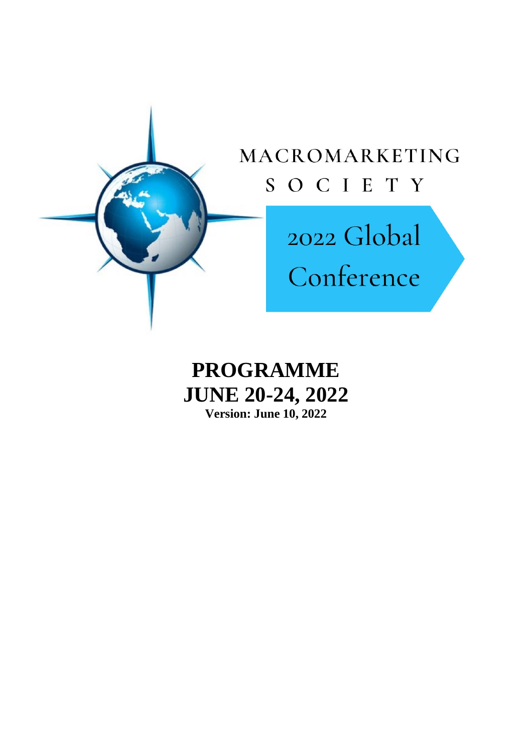MACROMARKETING

SOCIETY

2022 Global Conference

# PROGRAMME

# JUNE 20-24, 2022

**Version: June 10, 2022**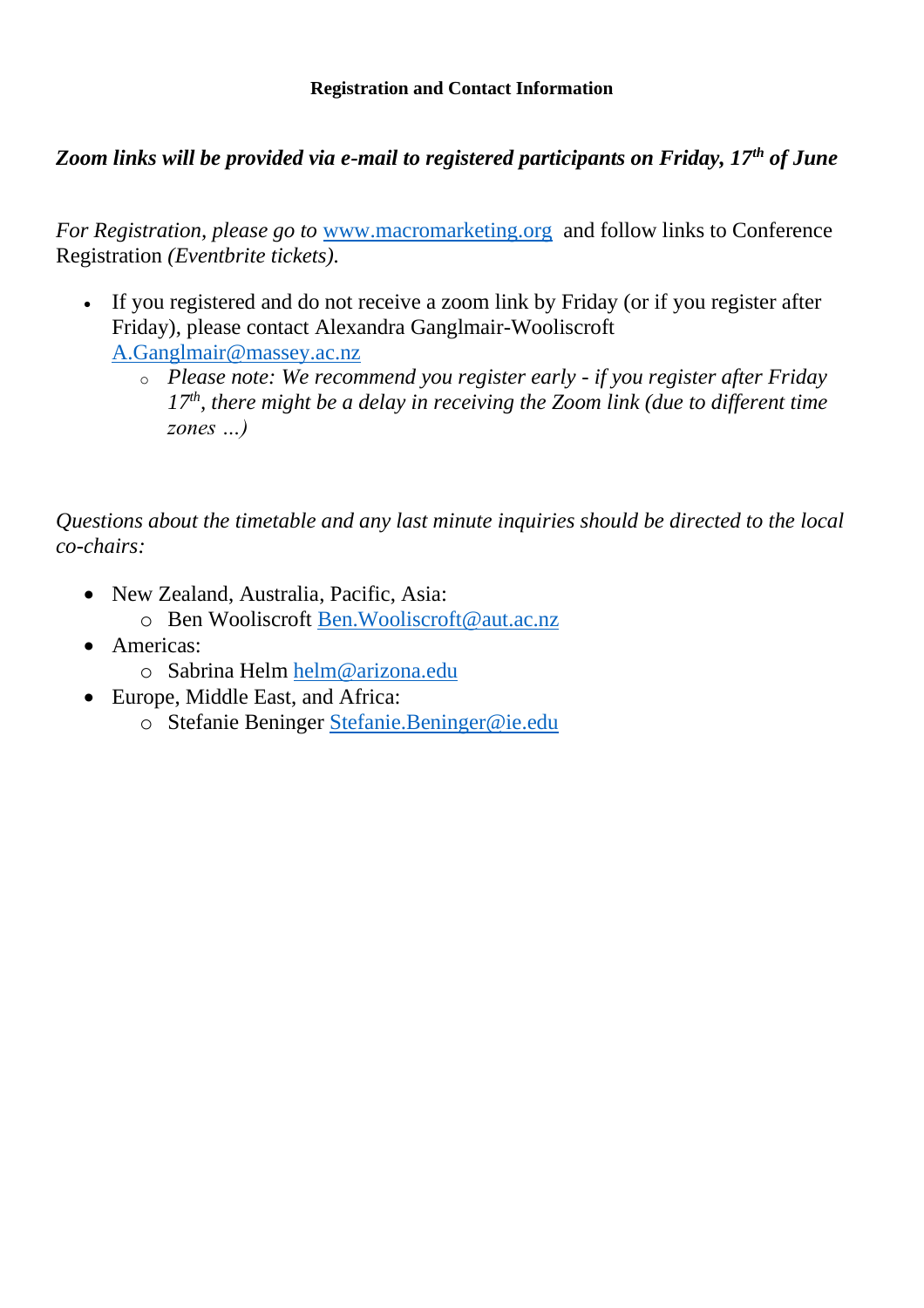**Registration and Contact Information**

***Zoom links will be provided via e-mail to registered participants on Friday, 17th of June***

*For Registration, please go to* www.macromarketing.org and follow links to Conference Registration *(Eventbrite tickets).*

- If you registered and do not receive a zoom link by Friday (or if you register after Friday), please contact Alexandra Ganglmair-Wooliscroft A.Ganglmair@massey.ac.nz
  - *Please note: We recommend you register early - if you register after Friday 17th, there might be a delay in receiving the Zoom link (due to different time zones …)*

*Questions about the timetable and any last minute inquiries should be directed to the local co-chairs:*

- New Zealand, Australia, Pacific, Asia:
  - Ben Wooliscroft Ben.Wooliscroft@aut.ac.nz
- Americas:
  - Sabrina Helm helm@arizona.edu
- Europe, Middle East, and Africa:
  - Stefanie Beninger Stefanie.Beninger@ie.edu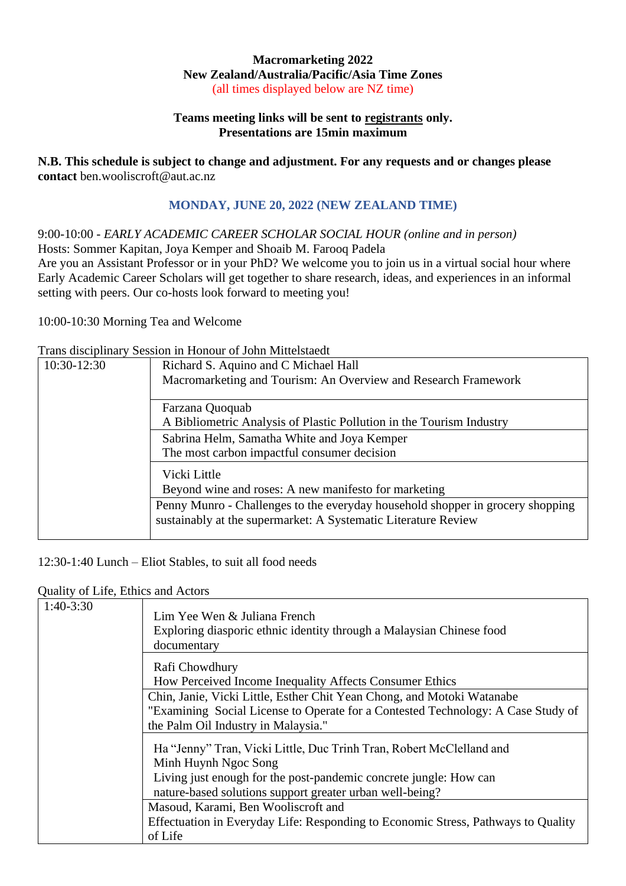**Macromarketing 2022**
**New Zealand/Australia/Pacific/Asia Time Zones**
(all times displayed below are NZ time)

**Teams meeting links will be sent to registrants only.**
**Presentations are 15min maximum**

**N.B. This schedule is subject to change and adjustment. For any requests and or changes please contact** ben.wooliscroft@aut.ac.nz

## MONDAY, JUNE 20, 2022 (NEW ZEALAND TIME)

9:00-10:00 - *EARLY ACADEMIC CAREER SCHOLAR SOCIAL HOUR (online and in person)*
Hosts: Sommer Kapitan, Joya Kemper and Shoaib M. Farooq Padela
Are you an Assistant Professor or in your PhD? We welcome you to join us in a virtual social hour where Early Academic Career Scholars will get together to share research, ideas, and experiences in an informal setting with peers. Our co-hosts look forward to meeting you!

10:00-10:30 Morning Tea and Welcome

Trans disciplinary Session in Honour of John Mittelstaedt

| 10:30-12:30 | Richard S. Aquino and C Michael Hall<br>Macromarketing and Tourism: An Overview and Research Framework |
|---|---|
| | Farzana Quoquab<br>A Bibliometric Analysis of Plastic Pollution in the Tourism Industry |
| | Sabrina Helm, Samatha White and Joya Kemper<br>The most carbon impactful consumer decision |
| | Vicki Little<br>Beyond wine and roses: A new manifesto for marketing |
| | Penny Munro - Challenges to the everyday household shopper in grocery shopping sustainably at the supermarket: A Systematic Literature Review |

12:30-1:40 Lunch – Eliot Stables, to suit all food needs

Quality of Life, Ethics and Actors

| 1:40-3:30 | Lim Yee Wen & Juliana French<br>Exploring diasporic ethnic identity through a Malaysian Chinese food documentary |
|---|---|
| | Rafi Chowdhury<br>How Perceived Income Inequality Affects Consumer Ethics |
| | Chin, Janie, Vicki Little, Esther Chit Yean Chong, and Motoki Watanabe<br>"Examining Social License to Operate for a Contested Technology: A Case Study of the Palm Oil Industry in Malaysia." |
| | Ha "Jenny" Tran, Vicki Little, Duc Trinh Tran, Robert McClelland and Minh Huynh Ngoc Song<br>Living just enough for the post-pandemic concrete jungle: How can nature-based solutions support greater urban well-being? |
| | Masoud, Karami, Ben Wooliscroft and<br>Effectuation in Everyday Life: Responding to Economic Stress, Pathways to Quality of Life |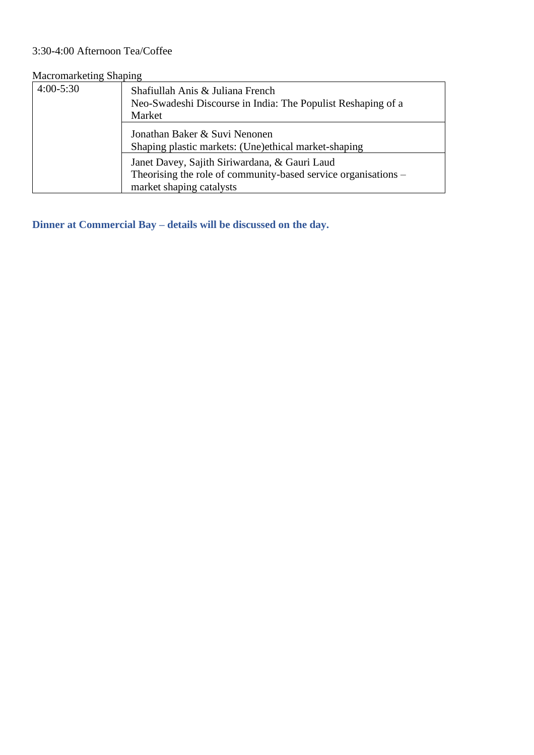3:30-4:00 Afternoon Tea/Coffee

Macromarketing Shaping

| | |
|---|---|
| 4:00-5:30 | Shafiullah Anis & Juliana French<br>Neo-Swadeshi Discourse in India: The Populist Reshaping of a Market |
| | Jonathan Baker & Suvi Nenonen<br>Shaping plastic markets: (Une)ethical market-shaping |
| | Janet Davey, Sajith Siriwardana, & Gauri Laud<br>Theorising the role of community-based service organisations – market shaping catalysts |

**Dinner at Commercial Bay – details will be discussed on the day.**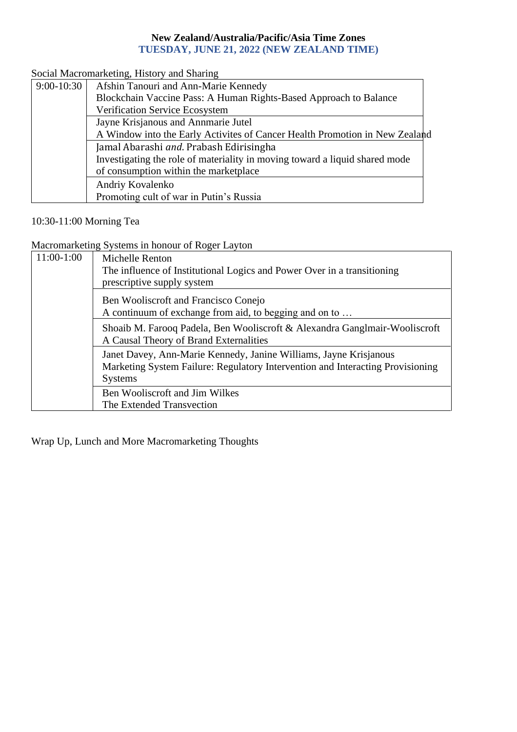**New Zealand/Australia/Pacific/Asia Time Zones**
**TUESDAY, JUNE 21, 2022 (NEW ZEALAND TIME)**

Social Macromarketing, History and Sharing

| | |
|---|---|
| 9:00-10:30 | Afshin Tanouri and Ann-Marie Kennedy<br>Blockchain Vaccine Pass: A Human Rights-Based Approach to Balance Verification Service Ecosystem |
| | Jayne Krisjanous and Annmarie Jutel<br>A Window into the Early Activites of Cancer Health Promotion in New Zealand |
| | Jamal Abarashi *and* Prabash Edirisingha<br>Investigating the role of materiality in moving toward a liquid shared mode of consumption within the marketplace |
| | Andriy Kovalenko<br>Promoting cult of war in Putin's Russia |

10:30-11:00 Morning Tea

Macromarketing Systems in honour of Roger Layton

| | |
|---|---|
| 11:00-1:00 | Michelle Renton<br>The influence of Institutional Logics and Power Over in a transitioning prescriptive supply system |
| | Ben Wooliscroft and Francisco Conejo<br>A continuum of exchange from aid, to begging and on to … |
| | Shoaib M. Farooq Padela, Ben Wooliscroft & Alexandra Ganglmair-Wooliscroft<br>A Causal Theory of Brand Externalities |
| | Janet Davey, Ann-Marie Kennedy, Janine Williams, Jayne Krisjanous<br>Marketing System Failure: Regulatory Intervention and Interacting Provisioning Systems |
| | Ben Wooliscroft and Jim Wilkes<br>The Extended Transvection |

Wrap Up, Lunch and More Macromarketing Thoughts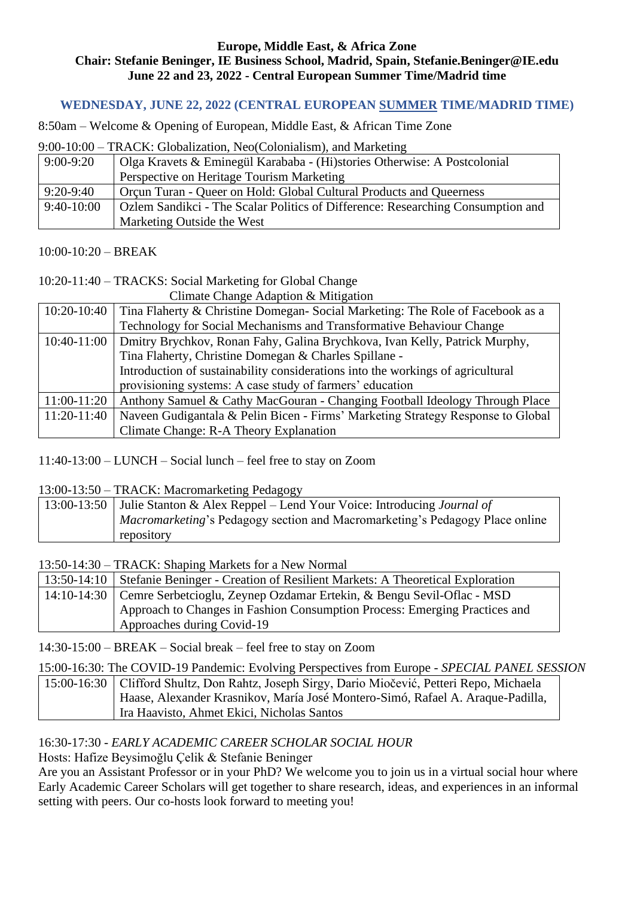**Europe, Middle East, & Africa Zone**
**Chair: Stefanie Beninger, IE Business School, Madrid, Spain, Stefanie.Beninger@IE.edu**
**June 22 and 23, 2022 - Central European Summer Time/Madrid time**

## WEDNESDAY, JUNE 22, 2022 (CENTRAL EUROPEAN SUMMER TIME/MADRID TIME)

8:50am – Welcome & Opening of European, Middle East, & African Time Zone

9:00-10:00 – TRACK: Globalization, Neo(Colonialism), and Marketing

| | |
|---|---|
| 9:00-9:20 | Olga Kravets & Eminegül Karababa - (Hi)stories Otherwise: A Postcolonial Perspective on Heritage Tourism Marketing |
| 9:20-9:40 | Orçun Turan - Queer on Hold: Global Cultural Products and Queerness |
| 9:40-10:00 | Ozlem Sandikci - The Scalar Politics of Difference: Researching Consumption and Marketing Outside the West |

10:00-10:20 – BREAK

10:20-11:40 – TRACKS: Social Marketing for Global Change
Climate Change Adaption & Mitigation

| | |
|---|---|
| 10:20-10:40 | Tina Flaherty & Christine Domegan- Social Marketing: The Role of Facebook as a Technology for Social Mechanisms and Transformative Behaviour Change |
| 10:40-11:00 | Dmitry Brychkov, Ronan Fahy, Galina Brychkova, Ivan Kelly, Patrick Murphy, Tina Flaherty, Christine Domegan & Charles Spillane - Introduction of sustainability considerations into the workings of agricultural provisioning systems: A case study of farmers' education |
| 11:00-11:20 | Anthony Samuel & Cathy MacGouran - Changing Football Ideology Through Place |
| 11:20-11:40 | Naveen Gudigantala & Pelin Bicen - Firms' Marketing Strategy Response to Global Climate Change: R-A Theory Explanation |

11:40-13:00 – LUNCH – Social lunch – feel free to stay on Zoom

13:00-13:50 – TRACK: Macromarketing Pedagogy

| | |
|---|---|
| 13:00-13:50 | Julie Stanton & Alex Reppel – Lend Your Voice: Introducing *Journal of Macromarketing*'s Pedagogy section and Macromarketing's Pedagogy Place online repository |

13:50-14:30 – TRACK: Shaping Markets for a New Normal

| | |
|---|---|
| 13:50-14:10 | Stefanie Beninger - Creation of Resilient Markets: A Theoretical Exploration |
| 14:10-14:30 | Cemre Serbetcioglu, Zeynep Ozdamar Ertekin, & Bengu Sevil-Oflac - MSD Approach to Changes in Fashion Consumption Process: Emerging Practices and Approaches during Covid-19 |

14:30-15:00 – BREAK – Social break – feel free to stay on Zoom

15:00-16:30: The COVID-19 Pandemic: Evolving Perspectives from Europe - *SPECIAL PANEL SESSION*

| | |
|---|---|
| 15:00-16:30 | Clifford Shultz, Don Rahtz, Joseph Sirgy, Dario Miočević, Petteri Repo, Michaela Haase, Alexander Krasnikov, María José Montero-Simó, Rafael A. Araque-Padilla, Ira Haavisto, Ahmet Ekici, Nicholas Santos |

16:30-17:30 - *EARLY ACADEMIC CAREER SCHOLAR SOCIAL HOUR*

Hosts: Hafize Beysimoğlu Çelik & Stefanie Beninger

Are you an Assistant Professor or in your PhD? We welcome you to join us in a virtual social hour where Early Academic Career Scholars will get together to share research, ideas, and experiences in an informal setting with peers. Our co-hosts look forward to meeting you!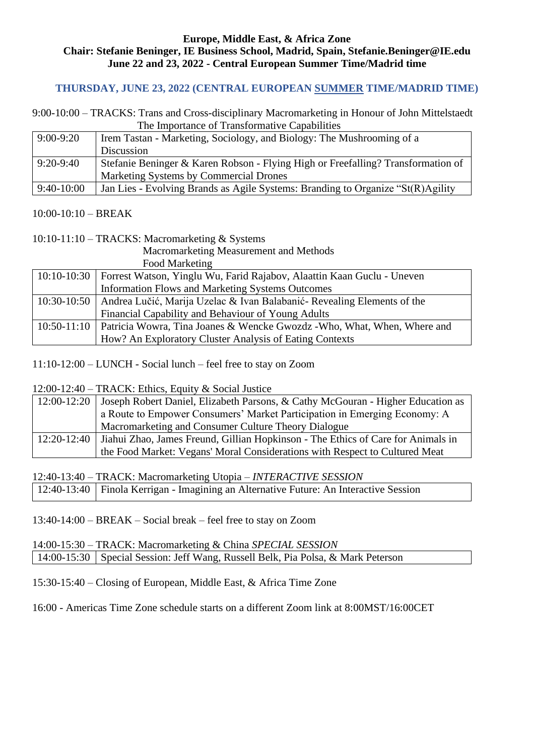**Europe, Middle East, & Africa Zone**
**Chair: Stefanie Beninger, IE Business School, Madrid, Spain, Stefanie.Beninger@IE.edu**
**June 22 and 23, 2022 - Central European Summer Time/Madrid time**

## THURSDAY, JUNE 23, 2022 (CENTRAL EUROPEAN SUMMER TIME/MADRID TIME)

9:00-10:00 – TRACKS: Trans and Cross-disciplinary Macromarketing in Honour of John Mittelstaedt
The Importance of Transformative Capabilities

| | |
|---|---|
| 9:00-9:20 | Irem Tastan - Marketing, Sociology, and Biology: The Mushrooming of a Discussion |
| 9:20-9:40 | Stefanie Beninger & Karen Robson - Flying High or Freefalling? Transformation of Marketing Systems by Commercial Drones |
| 9:40-10:00 | Jan Lies - Evolving Brands as Agile Systems: Branding to Organize "St(R)Agility |

10:00-10:10 – BREAK

10:10-11:10 – TRACKS: Macromarketing & Systems
Macromarketing Measurement and Methods
Food Marketing

| | |
|---|---|
| 10:10-10:30 | Forrest Watson, Yinglu Wu, Farid Rajabov, Alaattin Kaan Guclu - Uneven Information Flows and Marketing Systems Outcomes |
| 10:30-10:50 | Andrea Lučić, Marija Uzelac & Ivan Balabanić- Revealing Elements of the Financial Capability and Behaviour of Young Adults |
| 10:50-11:10 | Patricia Wowra, Tina Joanes & Wencke Gwozdz -Who, What, When, Where and How? An Exploratory Cluster Analysis of Eating Contexts |

11:10-12:00 – LUNCH - Social lunch – feel free to stay on Zoom

12:00-12:40 – TRACK: Ethics, Equity & Social Justice

| | |
|---|---|
| 12:00-12:20 | Joseph Robert Daniel, Elizabeth Parsons, & Cathy McGouran - Higher Education as a Route to Empower Consumers' Market Participation in Emerging Economy: A Macromarketing and Consumer Culture Theory Dialogue |
| 12:20-12:40 | Jiahui Zhao, James Freund, Gillian Hopkinson - The Ethics of Care for Animals in the Food Market: Vegans' Moral Considerations with Respect to Cultured Meat |

12:40-13:40 – TRACK: Macromarketing Utopia – *INTERACTIVE SESSION*

| | |
|---|---|
| 12:40-13:40 | Finola Kerrigan - Imagining an Alternative Future: An Interactive Session |

13:40-14:00 – BREAK – Social break – feel free to stay on Zoom

14:00-15:30 – TRACK: Macromarketing & China *SPECIAL SESSION*

| | |
|---|---|
| 14:00-15:30 | Special Session: Jeff Wang, Russell Belk, Pia Polsa, & Mark Peterson |

15:30-15:40 – Closing of European, Middle East, & Africa Time Zone

16:00 - Americas Time Zone schedule starts on a different Zoom link at 8:00MST/16:00CET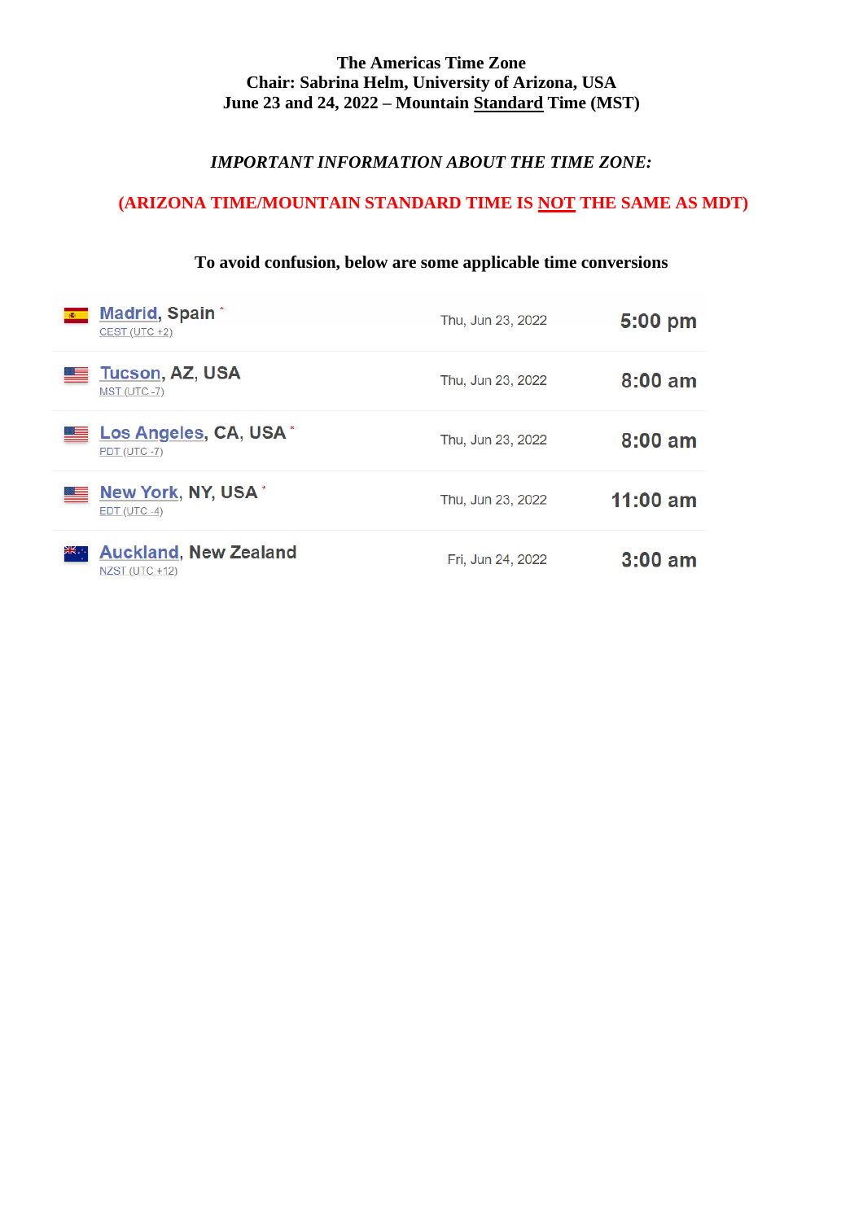**The Americas Time Zone**
**Chair: Sabrina Helm, University of Arizona, USA**
**June 23 and 24, 2022 – Mountain Standard Time (MST)**

***IMPORTANT INFORMATION ABOUT THE TIME ZONE:***

**(ARIZONA TIME/MOUNTAIN STANDARD TIME IS NOT THE SAME AS MDT)**

**To avoid confusion, below are some applicable time conversions**

| Location | Date | Time |
| --- | --- | --- |
| Madrid, Spain * <br> CEST (UTC +2) | Thu, Jun 23, 2022 | 5:00 pm |
| Tucson, AZ, USA <br> MST (UTC -7) | Thu, Jun 23, 2022 | 8:00 am |
| Los Angeles, CA, USA * <br> PDT (UTC -7) | Thu, Jun 23, 2022 | 8:00 am |
| New York, NY, USA * <br> EDT (UTC -4) | Thu, Jun 23, 2022 | 11:00 am |
| Auckland, New Zealand <br> NZST (UTC +12) | Fri, Jun 24, 2022 | 3:00 am |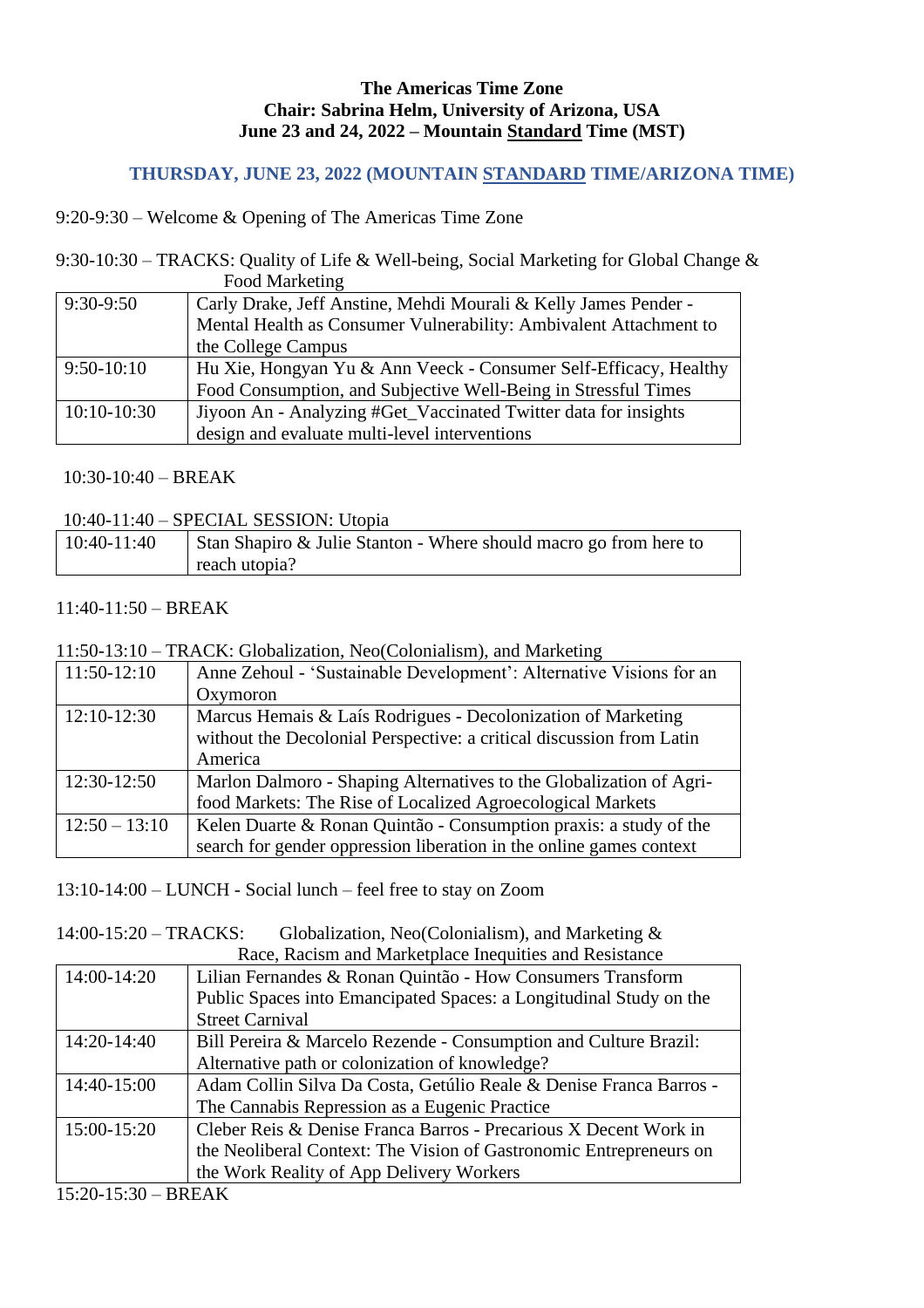**The Americas Time Zone**
**Chair: Sabrina Helm, University of Arizona, USA**
**June 23 and 24, 2022 – Mountain Standard Time (MST)**

## THURSDAY, JUNE 23, 2022 (MOUNTAIN STANDARD TIME/ARIZONA TIME)

9:20-9:30 – Welcome & Opening of The Americas Time Zone

9:30-10:30 – TRACKS: Quality of Life & Well-being, Social Marketing for Global Change & Food Marketing

| | |
|---|---|
| 9:30-9:50 | Carly Drake, Jeff Anstine, Mehdi Mourali & Kelly James Pender - Mental Health as Consumer Vulnerability: Ambivalent Attachment to the College Campus |
| 9:50-10:10 | Hu Xie, Hongyan Yu & Ann Veeck - Consumer Self-Efficacy, Healthy Food Consumption, and Subjective Well-Being in Stressful Times |
| 10:10-10:30 | Jiyoon An - Analyzing #Get_Vaccinated Twitter data for insights design and evaluate multi-level interventions |

10:30-10:40 – BREAK

10:40-11:40 – SPECIAL SESSION: Utopia

| | |
|---|---|
| 10:40-11:40 | Stan Shapiro & Julie Stanton - Where should macro go from here to reach utopia? |

11:40-11:50 – BREAK

11:50-13:10 – TRACK: Globalization, Neo(Colonialism), and Marketing

| | |
|---|---|
| 11:50-12:10 | Anne Zehoul - 'Sustainable Development': Alternative Visions for an Oxymoron |
| 12:10-12:30 | Marcus Hemais & Laís Rodrigues - Decolonization of Marketing without the Decolonial Perspective: a critical discussion from Latin America |
| 12:30-12:50 | Marlon Dalmoro - Shaping Alternatives to the Globalization of Agri-food Markets: The Rise of Localized Agroecological Markets |
| 12:50 – 13:10 | Kelen Duarte & Ronan Quintão - Consumption praxis: a study of the search for gender oppression liberation in the online games context |

13:10-14:00 – LUNCH - Social lunch – feel free to stay on Zoom

14:00-15:20 – TRACKS: Globalization, Neo(Colonialism), and Marketing & Race, Racism and Marketplace Inequities and Resistance

| | |
|---|---|
| 14:00-14:20 | Lilian Fernandes & Ronan Quintão - How Consumers Transform Public Spaces into Emancipated Spaces: a Longitudinal Study on the Street Carnival |
| 14:20-14:40 | Bill Pereira & Marcelo Rezende - Consumption and Culture Brazil: Alternative path or colonization of knowledge? |
| 14:40-15:00 | Adam Collin Silva Da Costa, Getúlio Reale & Denise Franca Barros - The Cannabis Repression as a Eugenic Practice |
| 15:00-15:20 | Cleber Reis & Denise Franca Barros - Precarious X Decent Work in the Neoliberal Context: The Vision of Gastronomic Entrepreneurs on the Work Reality of App Delivery Workers |

15:20-15:30 – BREAK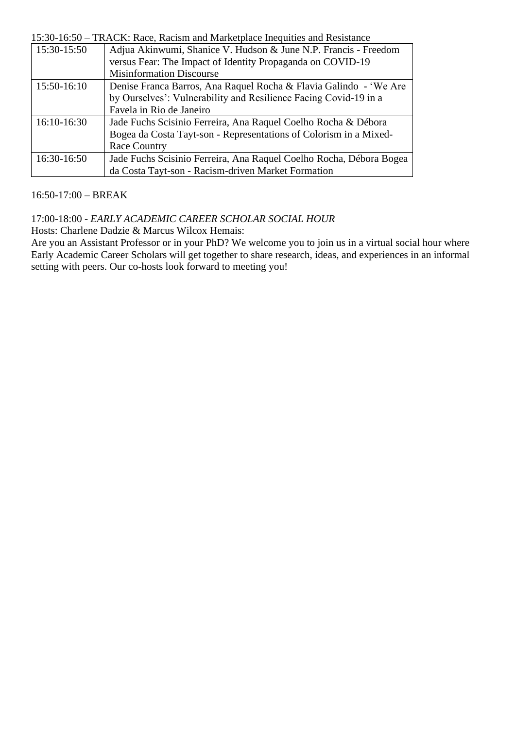15:30-16:50 – TRACK: Race, Racism and Marketplace Inequities and Resistance

| | |
|---|---|
| 15:30-15:50 | Adjua Akinwumi, Shanice V. Hudson & June N.P. Francis - Freedom versus Fear: The Impact of Identity Propaganda on COVID-19 Misinformation Discourse |
| 15:50-16:10 | Denise Franca Barros, Ana Raquel Rocha & Flavia Galindo - 'We Are by Ourselves': Vulnerability and Resilience Facing Covid-19 in a Favela in Rio de Janeiro |
| 16:10-16:30 | Jade Fuchs Scisinio Ferreira, Ana Raquel Coelho Rocha & Débora Bogea da Costa Tayt-son - Representations of Colorism in a Mixed-Race Country |
| 16:30-16:50 | Jade Fuchs Scisinio Ferreira, Ana Raquel Coelho Rocha, Débora Bogea da Costa Tayt-son - Racism-driven Market Formation |

16:50-17:00 – BREAK

17:00-18:00 - *EARLY ACADEMIC CAREER SCHOLAR SOCIAL HOUR*

Hosts: Charlene Dadzie & Marcus Wilcox Hemais:

Are you an Assistant Professor or in your PhD? We welcome you to join us in a virtual social hour where Early Academic Career Scholars will get together to share research, ideas, and experiences in an informal setting with peers. Our co-hosts look forward to meeting you!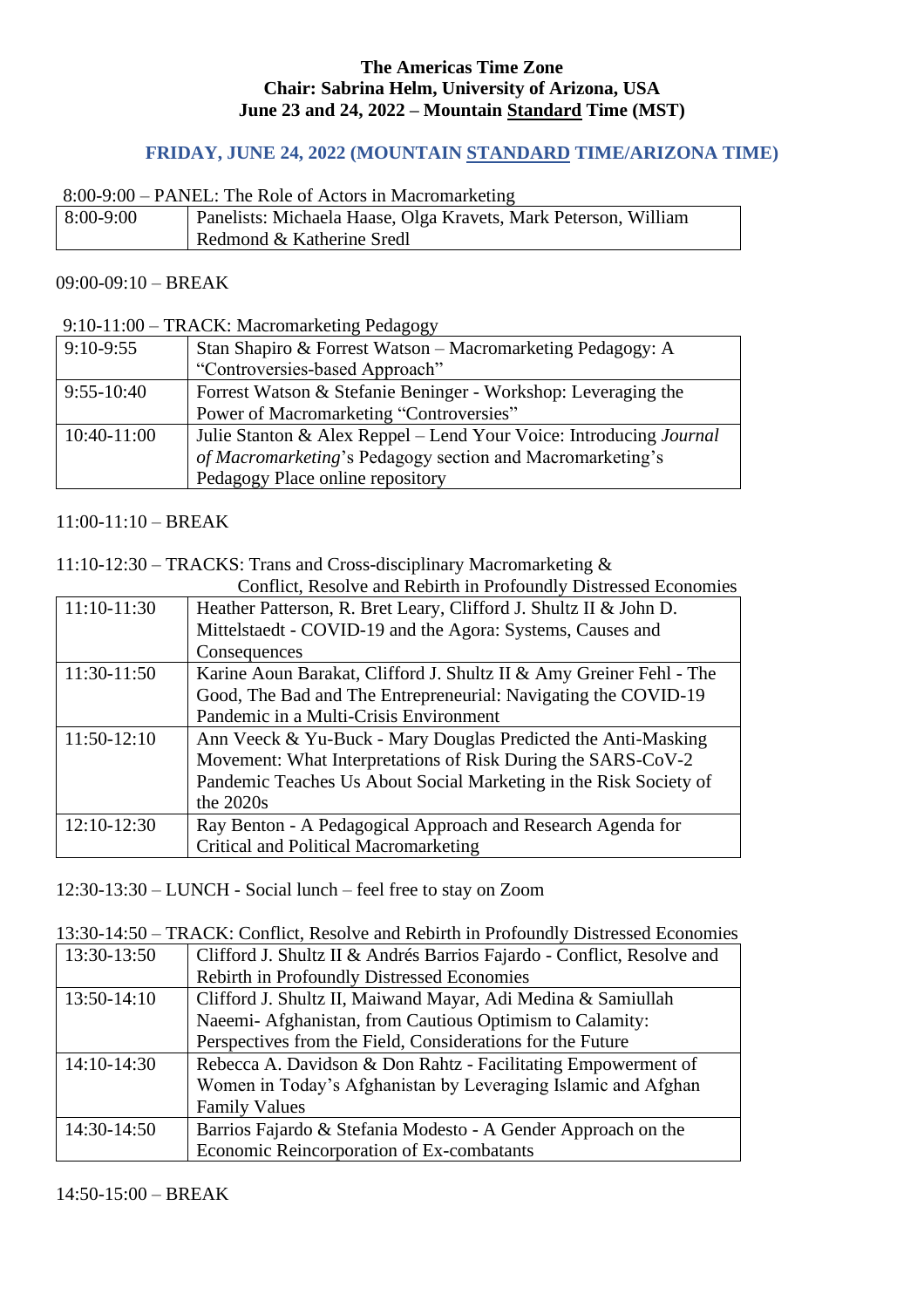**The Americas Time Zone**
**Chair: Sabrina Helm, University of Arizona, USA**
**June 23 and 24, 2022 – Mountain Standard Time (MST)**

## FRIDAY, JUNE 24, 2022 (MOUNTAIN STANDARD TIME/ARIZONA TIME)

8:00-9:00 – PANEL: The Role of Actors in Macromarketing

| | |
|---|---|
| 8:00-9:00 | Panelists: Michaela Haase, Olga Kravets, Mark Peterson, William Redmond & Katherine Sredl |

09:00-09:10 – BREAK

9:10-11:00 – TRACK: Macromarketing Pedagogy

| | |
|---|---|
| 9:10-9:55 | Stan Shapiro & Forrest Watson – Macromarketing Pedagogy: A "Controversies-based Approach" |
| 9:55-10:40 | Forrest Watson & Stefanie Beninger - Workshop: Leveraging the Power of Macromarketing "Controversies" |
| 10:40-11:00 | Julie Stanton & Alex Reppel – Lend Your Voice: Introducing *Journal of Macromarketing*'s Pedagogy section and Macromarketing's Pedagogy Place online repository |

11:00-11:10 – BREAK

11:10-12:30 – TRACKS: Trans and Cross-disciplinary Macromarketing & Conflict, Resolve and Rebirth in Profoundly Distressed Economies

| | |
|---|---|
| 11:10-11:30 | Heather Patterson, R. Bret Leary, Clifford J. Shultz II & John D. Mittelstaedt - COVID-19 and the Agora: Systems, Causes and Consequences |
| 11:30-11:50 | Karine Aoun Barakat, Clifford J. Shultz II & Amy Greiner Fehl - The Good, The Bad and The Entrepreneurial: Navigating the COVID-19 Pandemic in a Multi-Crisis Environment |
| 11:50-12:10 | Ann Veeck & Yu-Buck - Mary Douglas Predicted the Anti-Masking Movement: What Interpretations of Risk During the SARS-CoV-2 Pandemic Teaches Us About Social Marketing in the Risk Society of the 2020s |
| 12:10-12:30 | Ray Benton - A Pedagogical Approach and Research Agenda for Critical and Political Macromarketing |

12:30-13:30 – LUNCH - Social lunch – feel free to stay on Zoom

13:30-14:50 – TRACK: Conflict, Resolve and Rebirth in Profoundly Distressed Economies

| | |
|---|---|
| 13:30-13:50 | Clifford J. Shultz II & Andrés Barrios Fajardo - Conflict, Resolve and Rebirth in Profoundly Distressed Economies |
| 13:50-14:10 | Clifford J. Shultz II, Maiwand Mayar, Adi Medina & Samiullah Naeemi- Afghanistan, from Cautious Optimism to Calamity: Perspectives from the Field, Considerations for the Future |
| 14:10-14:30 | Rebecca A. Davidson & Don Rahtz - Facilitating Empowerment of Women in Today's Afghanistan by Leveraging Islamic and Afghan Family Values |
| 14:30-14:50 | Barrios Fajardo & Stefania Modesto - A Gender Approach on the Economic Reincorporation of Ex-combatants |

14:50-15:00 – BREAK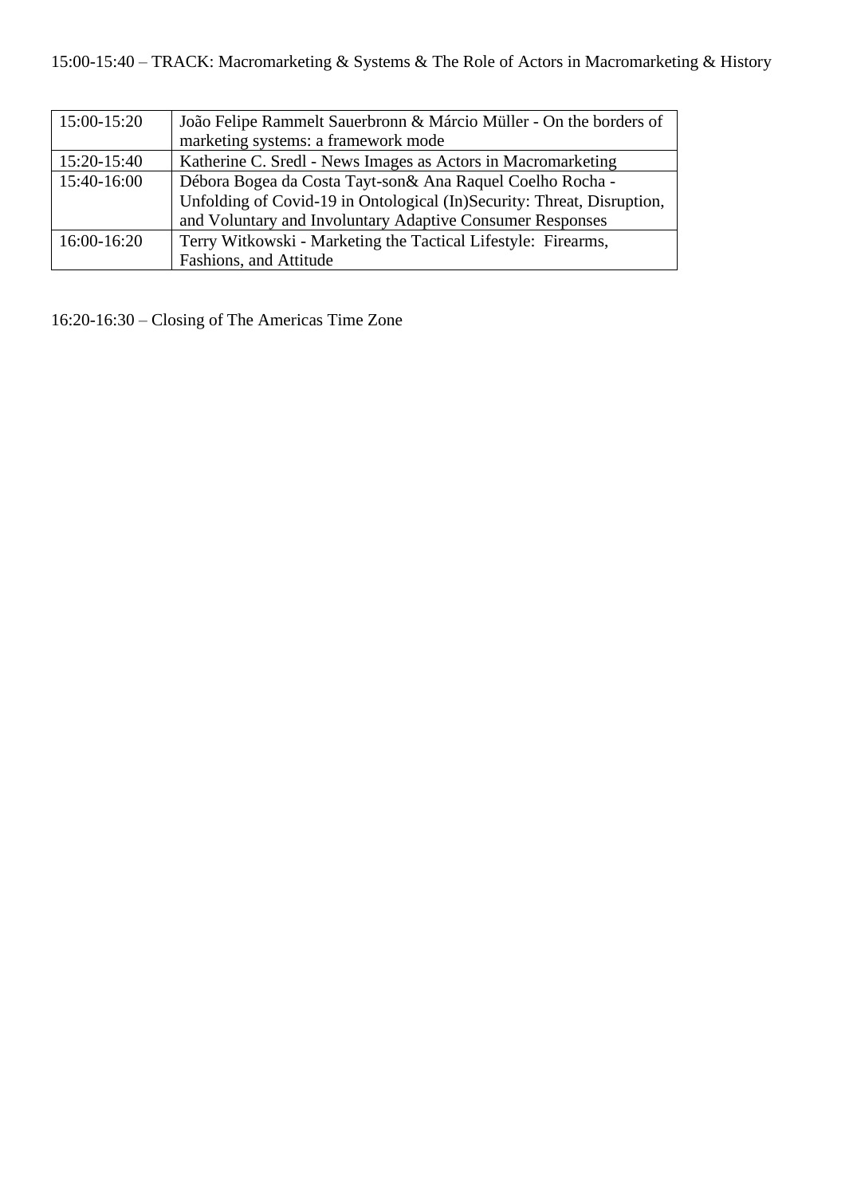15:00-15:40 – TRACK: Macromarketing & Systems & The Role of Actors in Macromarketing & History

| | |
|---|---|
| 15:00-15:20 | João Felipe Rammelt Sauerbronn & Márcio Müller - On the borders of marketing systems: a framework mode |
| 15:20-15:40 | Katherine C. Sredl - News Images as Actors in Macromarketing |
| 15:40-16:00 | Débora Bogea da Costa Tayt-son& Ana Raquel Coelho Rocha - Unfolding of Covid-19 in Ontological (In)Security: Threat, Disruption, and Voluntary and Involuntary Adaptive Consumer Responses |
| 16:00-16:20 | Terry Witkowski - Marketing the Tactical Lifestyle: Firearms, Fashions, and Attitude |

16:20-16:30 – Closing of The Americas Time Zone